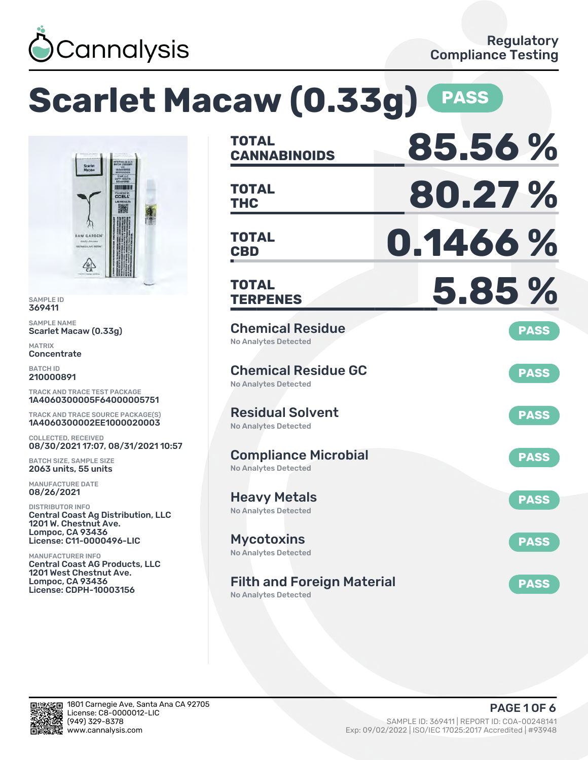Cannalysis

Regulatory Compliance Testing

# Scarlet Macaw (0.33g) PASS

SAMPLE ID
369411

SAMPLE NAME
Scarlet Macaw (0.33g)

MATRIX
Concentrate

BATCH ID
210000891

TRACK AND TRACE TEST PACKAGE
1A4060300005F64000005751

TRACK AND TRACE SOURCE PACKAGE(S)
1A4060300002EE1000020003

COLLECTED, RECEIVED
08/30/2021 17:07, 08/31/2021 10:57

BATCH SIZE, SAMPLE SIZE
2063 units, 55 units

MANUFACTURE DATE
08/26/2021

DISTRIBUTOR INFO
Central Coast Ag Distribution, LLC
1201 W. Chestnut Ave.
Lompoc, CA 93436
License: C11-0000496-LIC

MANUFACTURER INFO
Central Coast AG Products, LLC
1201 West Chestnut Ave.
Lompoc, CA 93436
License: CDPH-10003156

| | |
|---|---|
| **TOTAL CANNABINOIDS** | **85.56 %** |
| **TOTAL THC** | **80.27 %** |
| **TOTAL CBD** | **0.1466 %** |
| **TOTAL TERPENES** | **5.85 %** |

| Test | Result | Status |
|---|---|---|
| Chemical Residue | No Analytes Detected | PASS |
| Chemical Residue GC | No Analytes Detected | PASS |
| Residual Solvent | No Analytes Detected | PASS |
| Compliance Microbial | No Analytes Detected | PASS |
| Heavy Metals | No Analytes Detected | PASS |
| Mycotoxins | No Analytes Detected | PASS |
| Filth and Foreign Material | No Analytes Detected | PASS |

1801 Carnegie Ave, Santa Ana CA 92705
License: C8-0000012-LIC
(949) 329-8378
www.cannalysis.com

SAMPLE ID: 369411 | REPORT ID: COA-00248141
Exp: 09/02/2022 | ISO/IEC 17025:2017 Accredited | #93948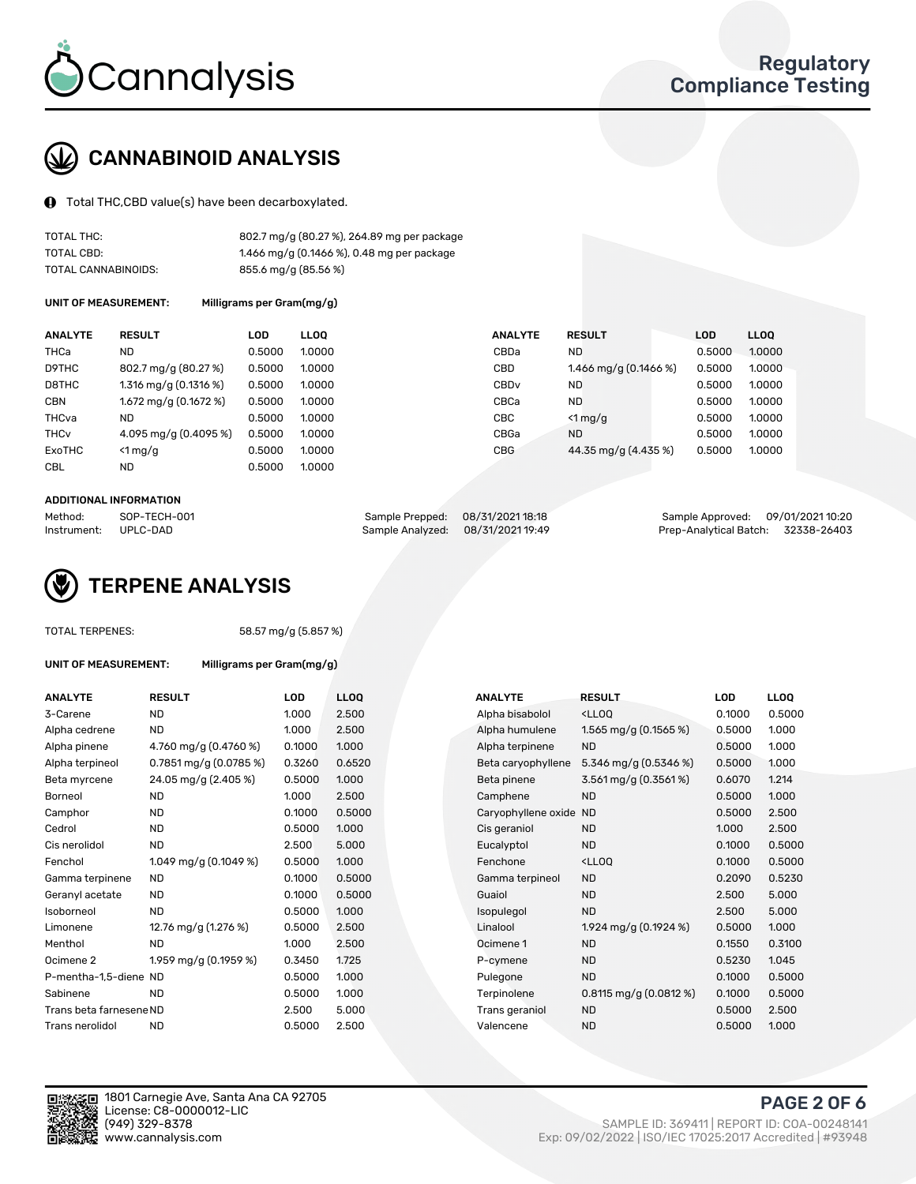# CANNABINOID ANALYSIS

Total THC,CBD value(s) have been decarboxylated.

| | |
|---|---|
| TOTAL THC: | 802.7 mg/g (80.27 %), 264.89 mg per package |
| TOTAL CBD: | 1.466 mg/g (0.1466 %), 0.48 mg per package |
| TOTAL CANNABINOIDS: | 855.6 mg/g (85.56 %) |

**UNIT OF MEASUREMENT:** Milligrams per Gram(mg/g)

| ANALYTE | RESULT | LOD | LLOQ |
|---|---|---|---|
| THCa | ND | 0.5000 | 1.0000 |
| D9THC | 802.7 mg/g (80.27 %) | 0.5000 | 1.0000 |
| D8THC | 1.316 mg/g (0.1316 %) | 0.5000 | 1.0000 |
| CBN | 1.672 mg/g (0.1672 %) | 0.5000 | 1.0000 |
| THCva | ND | 0.5000 | 1.0000 |
| THCv | 4.095 mg/g (0.4095 %) | 0.5000 | 1.0000 |
| ExoTHC | <1 mg/g | 0.5000 | 1.0000 |
| CBL | ND | 0.5000 | 1.0000 |
| CBDa | ND | 0.5000 | 1.0000 |
| CBD | 1.466 mg/g (0.1466 %) | 0.5000 | 1.0000 |
| CBDv | ND | 0.5000 | 1.0000 |
| CBCa | ND | 0.5000 | 1.0000 |
| CBC | <1 mg/g | 0.5000 | 1.0000 |
| CBGa | ND | 0.5000 | 1.0000 |
| CBG | 44.35 mg/g (4.435 %) | 0.5000 | 1.0000 |

**ADDITIONAL INFORMATION**

| | | | | | |
|---|---|---|---|---|---|
| Method: | SOP-TECH-001 | Sample Prepped: | 08/31/2021 18:18 | Sample Approved: | 09/01/2021 10:20 |
| Instrument: | UPLC-DAD | Sample Analyzed: | 08/31/2021 19:49 | Prep-Analytical Batch: | 32338-26403 |

# TERPENE ANALYSIS

TOTAL TERPENES: 58.57 mg/g (5.857 %)

**UNIT OF MEASUREMENT:** Milligrams per Gram(mg/g)

| ANALYTE | RESULT | LOD | LLOQ |
|---|---|---|---|
| 3-Carene | ND | 1.000 | 2.500 |
| Alpha cedrene | ND | 1.000 | 2.500 |
| Alpha pinene | 4.760 mg/g (0.4760 %) | 0.1000 | 1.000 |
| Alpha terpineol | 0.7851 mg/g (0.0785 %) | 0.3260 | 0.6520 |
| Beta myrcene | 24.05 mg/g (2.405 %) | 0.5000 | 1.000 |
| Borneol | ND | 1.000 | 2.500 |
| Camphor | ND | 0.1000 | 0.5000 |
| Cedrol | ND | 0.5000 | 1.000 |
| Cis nerolidol | ND | 2.500 | 5.000 |
| Fenchol | 1.049 mg/g (0.1049 %) | 0.5000 | 1.000 |
| Gamma terpinene | ND | 0.1000 | 0.5000 |
| Geranyl acetate | ND | 0.1000 | 0.5000 |
| Isoborneol | ND | 0.5000 | 1.000 |
| Limonene | 12.76 mg/g (1.276 %) | 0.5000 | 2.500 |
| Menthol | ND | 1.000 | 2.500 |
| Ocimene 2 | 1.959 mg/g (0.1959 %) | 0.3450 | 1.725 |
| P-mentha-1,5-diene | ND | 0.5000 | 1.000 |
| Sabinene | ND | 0.5000 | 1.000 |
| Trans beta farnesene | ND | 2.500 | 5.000 |
| Trans nerolidol | ND | 0.5000 | 2.500 |
| Alpha bisabolol | <LLOQ | 0.1000 | 0.5000 |
| Alpha humulene | 1.565 mg/g (0.1565 %) | 0.5000 | 1.000 |
| Alpha terpinene | ND | 0.5000 | 1.000 |
| Beta caryophyllene | 5.346 mg/g (0.5346 %) | 0.5000 | 1.000 |
| Beta pinene | 3.561 mg/g (0.3561 %) | 0.6070 | 1.214 |
| Camphene | ND | 0.5000 | 1.000 |
| Caryophyllene oxide | ND | 0.5000 | 2.500 |
| Cis geraniol | ND | 1.000 | 2.500 |
| Eucalyptol | ND | 0.1000 | 0.5000 |
| Fenchone | <LLOQ | 0.1000 | 0.5000 |
| Gamma terpineol | ND | 0.2090 | 0.5230 |
| Guaiol | ND | 2.500 | 5.000 |
| Isopulegol | ND | 2.500 | 5.000 |
| Linalool | 1.924 mg/g (0.1924 %) | 0.5000 | 1.000 |
| Ocimene 1 | ND | 0.1550 | 0.3100 |
| P-cymene | ND | 0.5230 | 1.045 |
| Pulegone | ND | 0.1000 | 0.5000 |
| Terpinolene | 0.8115 mg/g (0.0812 %) | 0.1000 | 0.5000 |
| Trans geraniol | ND | 0.5000 | 2.500 |
| Valencene | ND | 0.5000 | 1.000 |

1801 Carnegie Ave, Santa Ana CA 92705
License: C8-0000012-LIC
(949) 329-8378
www.cannalysis.com

SAMPLE ID: 369411 | REPORT ID: COA-00248141
Exp: 09/02/2022 | ISO/IEC 17025:2017 Accredited | #93948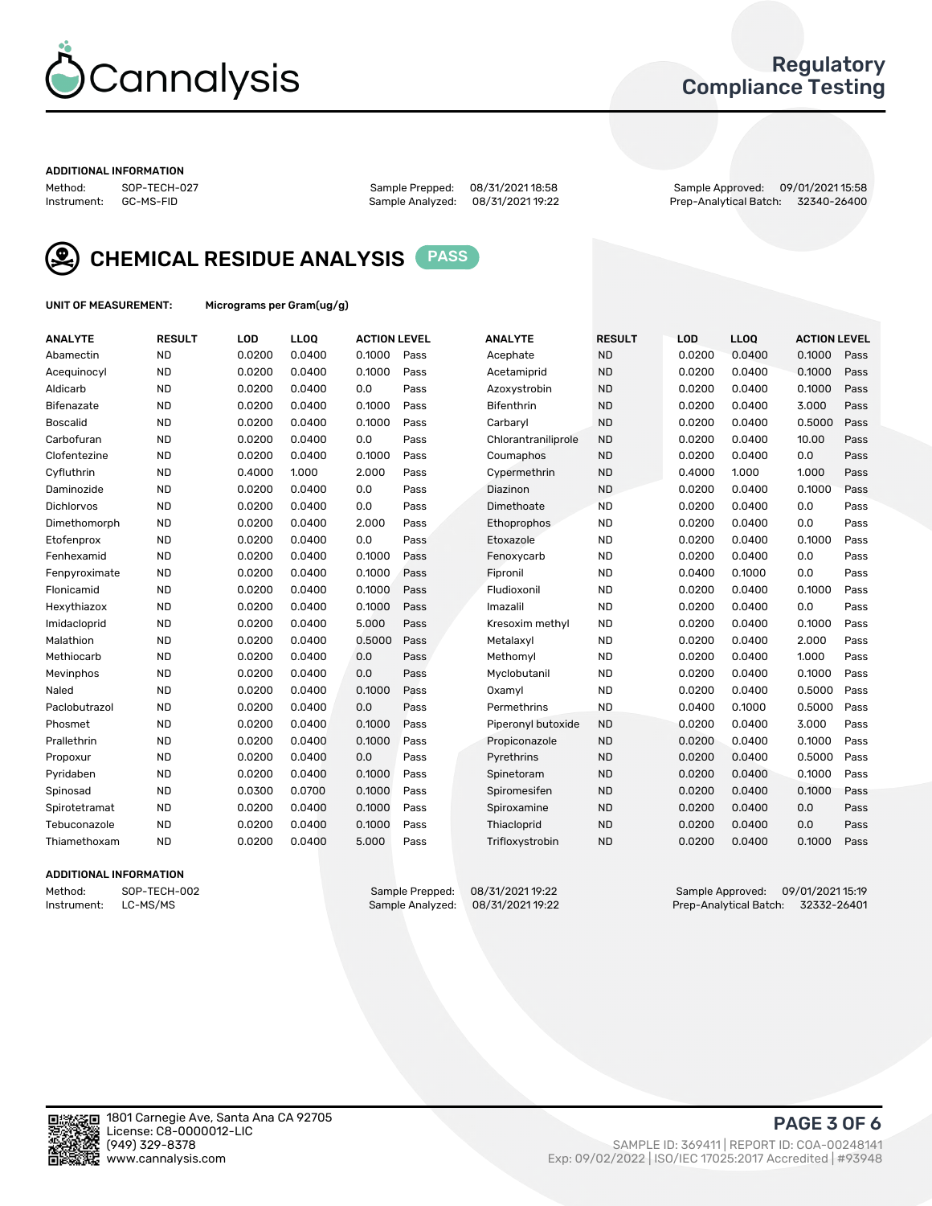# Cannalysis

## Regulatory Compliance Testing

**ADDITIONAL INFORMATION**

Method: SOP-TECH-027
Instrument: GC-MS-FID

Sample Prepped: 08/31/2021 18:58
Sample Analyzed: 08/31/2021 19:22

Sample Approved: 09/01/2021 15:58
Prep-Analytical Batch: 32340-26400

## CHEMICAL RESIDUE ANALYSIS PASS

**UNIT OF MEASUREMENT:** Micrograms per Gram(ug/g)

| ANALYTE | RESULT | LOD | LLOQ | ACTION LEVEL | | ANALYTE | RESULT | LOD | LLOQ | ACTION LEVEL | |
|---|---|---|---|---|---|---|---|---|---|---|---|
| Abamectin | ND | 0.0200 | 0.0400 | 0.1000 | Pass | Acephate | ND | 0.0200 | 0.0400 | 0.1000 | Pass |
| Acequinocyl | ND | 0.0200 | 0.0400 | 0.1000 | Pass | Acetamiprid | ND | 0.0200 | 0.0400 | 0.1000 | Pass |
| Aldicarb | ND | 0.0200 | 0.0400 | 0.0 | Pass | Azoxystrobin | ND | 0.0200 | 0.0400 | 0.1000 | Pass |
| Bifenazate | ND | 0.0200 | 0.0400 | 0.1000 | Pass | Bifenthrin | ND | 0.0200 | 0.0400 | 3.000 | Pass |
| Boscalid | ND | 0.0200 | 0.0400 | 0.1000 | Pass | Carbaryl | ND | 0.0200 | 0.0400 | 0.5000 | Pass |
| Carbofuran | ND | 0.0200 | 0.0400 | 0.0 | Pass | Chlorantraniliprole | ND | 0.0200 | 0.0400 | 10.00 | Pass |
| Clofentezine | ND | 0.0200 | 0.0400 | 0.1000 | Pass | Coumaphos | ND | 0.0200 | 0.0400 | 0.0 | Pass |
| Cyfluthrin | ND | 0.4000 | 1.000 | 2.000 | Pass | Cypermethrin | ND | 0.4000 | 1.000 | 1.000 | Pass |
| Daminozide | ND | 0.0200 | 0.0400 | 0.0 | Pass | Diazinon | ND | 0.0200 | 0.0400 | 0.1000 | Pass |
| Dichlorvos | ND | 0.0200 | 0.0400 | 0.0 | Pass | Dimethoate | ND | 0.0200 | 0.0400 | 0.0 | Pass |
| Dimethomorph | ND | 0.0200 | 0.0400 | 2.000 | Pass | Ethoprophos | ND | 0.0200 | 0.0400 | 0.0 | Pass |
| Etofenprox | ND | 0.0200 | 0.0400 | 0.0 | Pass | Etoxazole | ND | 0.0200 | 0.0400 | 0.1000 | Pass |
| Fenhexamid | ND | 0.0200 | 0.0400 | 0.1000 | Pass | Fenoxycarb | ND | 0.0200 | 0.0400 | 0.0 | Pass |
| Fenpyroximate | ND | 0.0200 | 0.0400 | 0.1000 | Pass | Fipronil | ND | 0.0400 | 0.1000 | 0.0 | Pass |
| Flonicamid | ND | 0.0200 | 0.0400 | 0.1000 | Pass | Fludioxonil | ND | 0.0200 | 0.0400 | 0.1000 | Pass |
| Hexythiazox | ND | 0.0200 | 0.0400 | 0.1000 | Pass | Imazalil | ND | 0.0200 | 0.0400 | 0.0 | Pass |
| Imidacloprid | ND | 0.0200 | 0.0400 | 5.000 | Pass | Kresoxim methyl | ND | 0.0200 | 0.0400 | 0.1000 | Pass |
| Malathion | ND | 0.0200 | 0.0400 | 0.5000 | Pass | Metalaxyl | ND | 0.0200 | 0.0400 | 2.000 | Pass |
| Methiocarb | ND | 0.0200 | 0.0400 | 0.0 | Pass | Methomyl | ND | 0.0200 | 0.0400 | 1.000 | Pass |
| Mevinphos | ND | 0.0200 | 0.0400 | 0.0 | Pass | Myclobutanil | ND | 0.0200 | 0.0400 | 0.1000 | Pass |
| Naled | ND | 0.0200 | 0.0400 | 0.1000 | Pass | Oxamyl | ND | 0.0200 | 0.0400 | 0.5000 | Pass |
| Paclobutrazol | ND | 0.0200 | 0.0400 | 0.0 | Pass | Permethrins | ND | 0.0400 | 0.1000 | 0.5000 | Pass |
| Phosmet | ND | 0.0200 | 0.0400 | 0.1000 | Pass | Piperonyl butoxide | ND | 0.0200 | 0.0400 | 3.000 | Pass |
| Prallethrin | ND | 0.0200 | 0.0400 | 0.1000 | Pass | Propiconazole | ND | 0.0200 | 0.0400 | 0.1000 | Pass |
| Propoxur | ND | 0.0200 | 0.0400 | 0.0 | Pass | Pyrethrins | ND | 0.0200 | 0.0400 | 0.5000 | Pass |
| Pyridaben | ND | 0.0200 | 0.0400 | 0.1000 | Pass | Spinetoram | ND | 0.0200 | 0.0400 | 0.1000 | Pass |
| Spinosad | ND | 0.0300 | 0.0700 | 0.1000 | Pass | Spiromesifen | ND | 0.0200 | 0.0400 | 0.1000 | Pass |
| Spirotetramat | ND | 0.0200 | 0.0400 | 0.1000 | Pass | Spiroxamine | ND | 0.0200 | 0.0400 | 0.0 | Pass |
| Tebuconazole | ND | 0.0200 | 0.0400 | 0.1000 | Pass | Thiacloprid | ND | 0.0200 | 0.0400 | 0.0 | Pass |
| Thiamethoxam | ND | 0.0200 | 0.0400 | 5.000 | Pass | Trifloxystrobin | ND | 0.0200 | 0.0400 | 0.1000 | Pass |

**ADDITIONAL INFORMATION**

Method: SOP-TECH-002
Instrument: LC-MS/MS

Sample Prepped: 08/31/2021 19:22
Sample Analyzed: 08/31/2021 19:22

Sample Approved: 09/01/2021 15:19
Prep-Analytical Batch: 32332-26401

1801 Carnegie Ave, Santa Ana CA 92705
License: C8-0000012-LIC
(949) 329-8378
www.cannalysis.com

SAMPLE ID: 369411 | REPORT ID: COA-00248141
Exp: 09/02/2022 | ISO/IEC 17025:2017 Accredited | #93948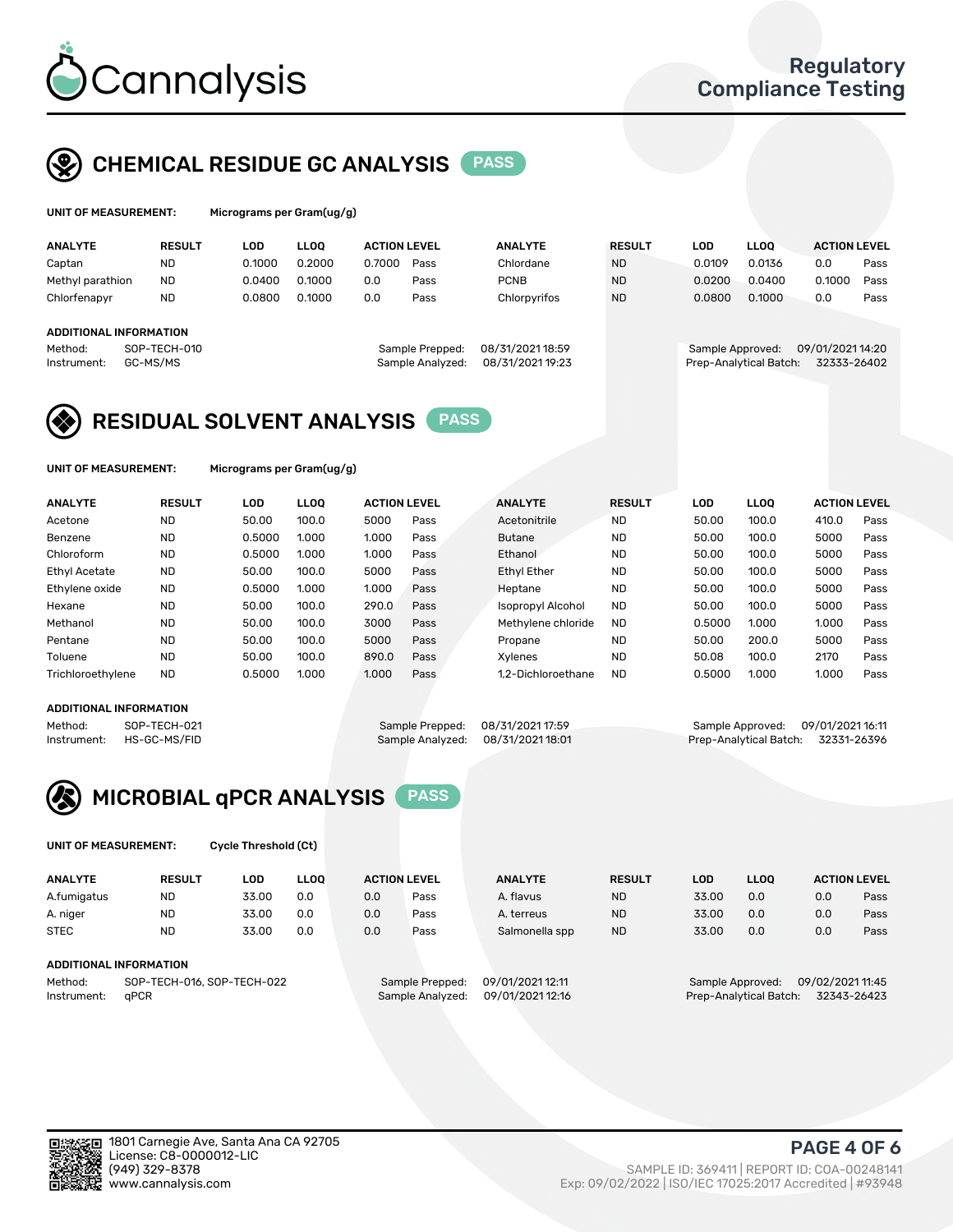# Cannalysis

Regulatory Compliance Testing

## CHEMICAL RESIDUE GC ANALYSIS PASS

**UNIT OF MEASUREMENT:** Micrograms per Gram(ug/g)

| ANALYTE | RESULT | LOD | LLOQ | ACTION LEVEL | | ANALYTE | RESULT | LOD | LLOQ | ACTION LEVEL | |
|---|---|---|---|---|---|---|---|---|---|---|---|
| Captan | ND | 0.1000 | 0.2000 | 0.7000 | Pass | Chlordane | ND | 0.0109 | 0.0136 | 0.0 | Pass |
| Methyl parathion | ND | 0.0400 | 0.1000 | 0.0 | Pass | PCNB | ND | 0.0200 | 0.0400 | 0.1000 | Pass |
| Chlorfenapyr | ND | 0.0800 | 0.1000 | 0.0 | Pass | Chlorpyrifos | ND | 0.0800 | 0.1000 | 0.0 | Pass |

**ADDITIONAL INFORMATION**

Method: SOP-TECH-010
Instrument: GC-MS/MS
Sample Prepped: 08/31/2021 18:59
Sample Analyzed: 08/31/2021 19:23
Sample Approved: 09/01/2021 14:20
Prep-Analytical Batch: 32333-26402

## RESIDUAL SOLVENT ANALYSIS PASS

**UNIT OF MEASUREMENT:** Micrograms per Gram(ug/g)

| ANALYTE | RESULT | LOD | LLOQ | ACTION LEVEL | | ANALYTE | RESULT | LOD | LLOQ | ACTION LEVEL | |
|---|---|---|---|---|---|---|---|---|---|---|---|
| Acetone | ND | 50.00 | 100.0 | 5000 | Pass | Acetonitrile | ND | 50.00 | 100.0 | 410.0 | Pass |
| Benzene | ND | 0.5000 | 1.000 | 1.000 | Pass | Butane | ND | 50.00 | 100.0 | 5000 | Pass |
| Chloroform | ND | 0.5000 | 1.000 | 1.000 | Pass | Ethanol | ND | 50.00 | 100.0 | 5000 | Pass |
| Ethyl Acetate | ND | 50.00 | 100.0 | 5000 | Pass | Ethyl Ether | ND | 50.00 | 100.0 | 5000 | Pass |
| Ethylene oxide | ND | 0.5000 | 1.000 | 1.000 | Pass | Heptane | ND | 50.00 | 100.0 | 5000 | Pass |
| Hexane | ND | 50.00 | 100.0 | 290.0 | Pass | Isopropyl Alcohol | ND | 50.00 | 100.0 | 5000 | Pass |
| Methanol | ND | 50.00 | 100.0 | 3000 | Pass | Methylene chloride | ND | 0.5000 | 1.000 | 1.000 | Pass |
| Pentane | ND | 50.00 | 100.0 | 5000 | Pass | Propane | ND | 50.00 | 200.0 | 5000 | Pass |
| Toluene | ND | 50.00 | 100.0 | 890.0 | Pass | Xylenes | ND | 50.08 | 100.0 | 2170 | Pass |
| Trichloroethylene | ND | 0.5000 | 1.000 | 1.000 | Pass | 1,2-Dichloroethane | ND | 0.5000 | 1.000 | 1.000 | Pass |

**ADDITIONAL INFORMATION**

Method: SOP-TECH-021
Instrument: HS-GC-MS/FID
Sample Prepped: 08/31/2021 17:59
Sample Analyzed: 08/31/2021 18:01
Sample Approved: 09/01/2021 16:11
Prep-Analytical Batch: 32331-26396

## MICROBIAL qPCR ANALYSIS PASS

**UNIT OF MEASUREMENT:** Cycle Threshold (Ct)

| ANALYTE | RESULT | LOD | LLOQ | ACTION LEVEL | | ANALYTE | RESULT | LOD | LLOQ | ACTION LEVEL | |
|---|---|---|---|---|---|---|---|---|---|---|---|
| A.fumigatus | ND | 33.00 | 0.0 | 0.0 | Pass | A. flavus | ND | 33.00 | 0.0 | 0.0 | Pass |
| A. niger | ND | 33.00 | 0.0 | 0.0 | Pass | A. terreus | ND | 33.00 | 0.0 | 0.0 | Pass |
| STEC | ND | 33.00 | 0.0 | 0.0 | Pass | Salmonella spp | ND | 33.00 | 0.0 | 0.0 | Pass |

**ADDITIONAL INFORMATION**

Method: SOP-TECH-016, SOP-TECH-022
Instrument: qPCR
Sample Prepped: 09/01/2021 12:11
Sample Analyzed: 09/01/2021 12:16
Sample Approved: 09/02/2021 11:45
Prep-Analytical Batch: 32343-26423

1801 Carnegie Ave, Santa Ana CA 92705
License: C8-0000012-LIC
(949) 329-8378
www.cannalysis.com

SAMPLE ID: 369411 | REPORT ID: COA-00248141
Exp: 09/02/2022 | ISO/IEC 17025:2017 Accredited | #93948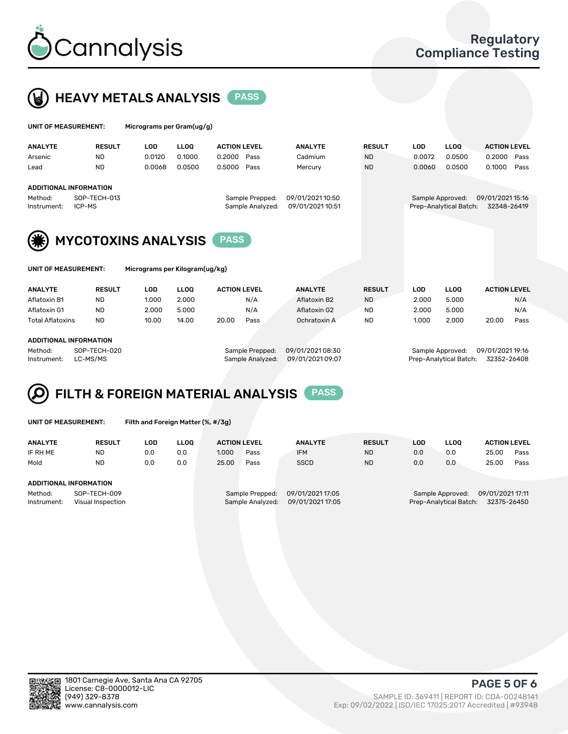# Cannalysis

Regulatory Compliance Testing

## HEAVY METALS ANALYSIS PASS

UNIT OF MEASUREMENT: Micrograms per Gram(ug/g)

| ANALYTE | RESULT | LOD | LLOQ | ACTION LEVEL | | ANALYTE | RESULT | LOD | LLOQ | ACTION LEVEL | |
|---|---|---|---|---|---|---|---|---|---|---|---|
| Arsenic | ND | 0.0120 | 0.1000 | 0.2000 | Pass | Cadmium | ND | 0.0072 | 0.0500 | 0.2000 | Pass |
| Lead | ND | 0.0068 | 0.0500 | 0.5000 | Pass | Mercury | ND | 0.0060 | 0.0500 | 0.1000 | Pass |

**ADDITIONAL INFORMATION**

Method: SOP-TECH-013
Instrument: ICP-MS
Sample Prepped: 09/01/2021 10:50
Sample Analyzed: 09/01/2021 10:51
Sample Approved: 09/01/2021 15:16
Prep-Analytical Batch: 32348-26419

## MYCOTOXINS ANALYSIS PASS

UNIT OF MEASUREMENT: Micrograms per Kilogram(ug/kg)

| ANALYTE | RESULT | LOD | LLOQ | ACTION LEVEL | | ANALYTE | RESULT | LOD | LLOQ | ACTION LEVEL | |
|---|---|---|---|---|---|---|---|---|---|---|---|
| Aflatoxin B1 | ND | 1.000 | 2.000 | | N/A | Aflatoxin B2 | ND | 2.000 | 5.000 | | N/A |
| Aflatoxin G1 | ND | 2.000 | 5.000 | | N/A | Aflatoxin G2 | ND | 2.000 | 5.000 | | N/A |
| Total Aflatoxins | ND | 10.00 | 14.00 | 20.00 | Pass | Ochratoxin A | ND | 1.000 | 2.000 | 20.00 | Pass |

**ADDITIONAL INFORMATION**

Method: SOP-TECH-020
Instrument: LC-MS/MS
Sample Prepped: 09/01/2021 08:30
Sample Analyzed: 09/01/2021 09:07
Sample Approved: 09/01/2021 19:16
Prep-Analytical Batch: 32352-26408

## FILTH & FOREIGN MATERIAL ANALYSIS PASS

UNIT OF MEASUREMENT: Filth and Foreign Matter (%, #/3g)

| ANALYTE | RESULT | LOD | LLOQ | ACTION LEVEL | | ANALYTE | RESULT | LOD | LLOQ | ACTION LEVEL | |
|---|---|---|---|---|---|---|---|---|---|---|---|
| IF RH ME | ND | 0.0 | 0.0 | 1.000 | Pass | IFM | ND | 0.0 | 0.0 | 25.00 | Pass |
| Mold | ND | 0.0 | 0.0 | 25.00 | Pass | SSCD | ND | 0.0 | 0.0 | 25.00 | Pass |

**ADDITIONAL INFORMATION**

Method: SOP-TECH-009
Instrument: Visual Inspection
Sample Prepped: 09/01/2021 17:05
Sample Analyzed: 09/01/2021 17:05
Sample Approved: 09/01/2021 17:11
Prep-Analytical Batch: 32375-26450

1801 Carnegie Ave, Santa Ana CA 92705
License: C8-0000012-LIC
(949) 329-8378
www.cannalysis.com

SAMPLE ID: 369411 | REPORT ID: COA-00248141
Exp: 09/02/2022 | ISO/IEC 17025:2017 Accredited | #93948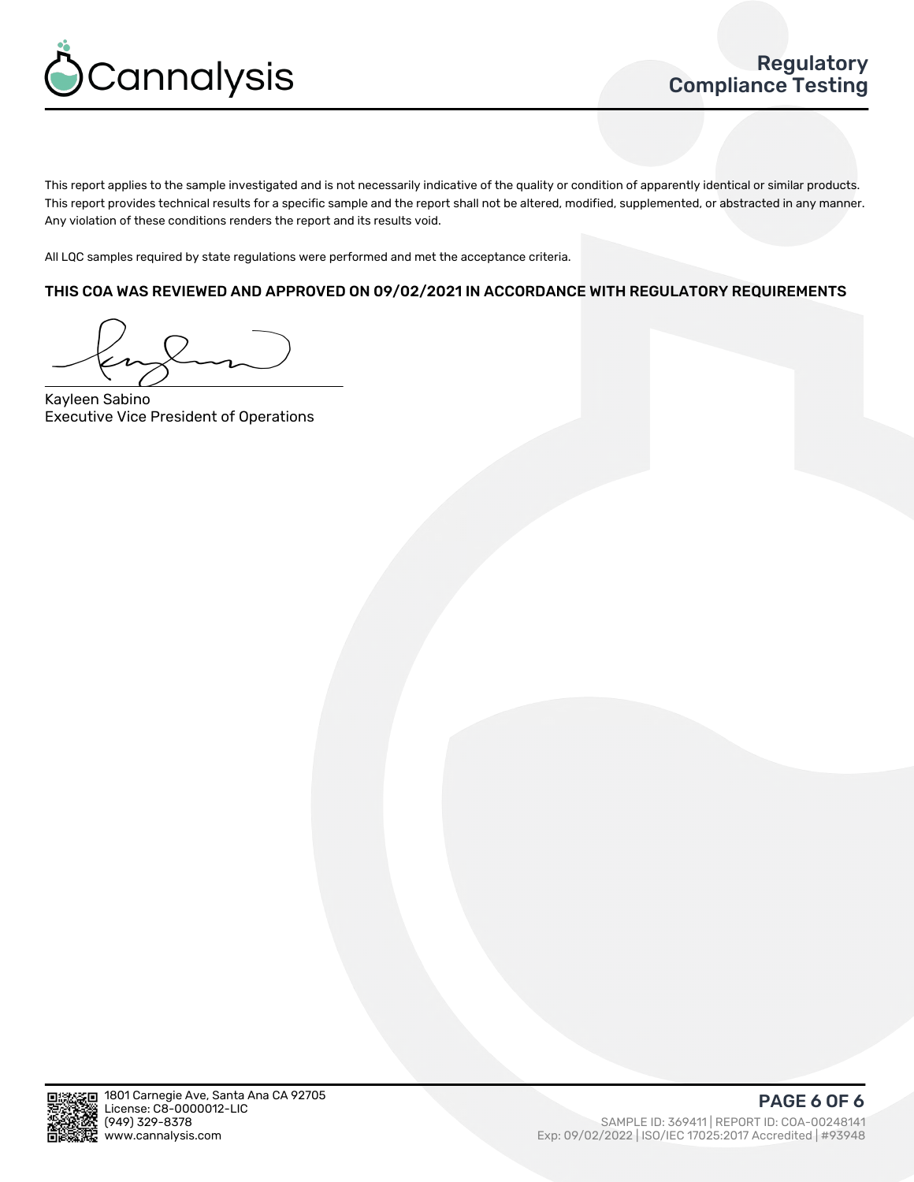This report applies to the sample investigated and is not necessarily indicative of the quality or condition of apparently identical or similar products. This report provides technical results for a specific sample and the report shall not be altered, modified, supplemented, or abstracted in any manner. Any violation of these conditions renders the report and its results void.

All LQC samples required by state regulations were performed and met the acceptance criteria.

**THIS COA WAS REVIEWED AND APPROVED ON 09/02/2021 IN ACCORDANCE WITH REGULATORY REQUIREMENTS**

Kayleen Sabino
Executive Vice President of Operations

1801 Carnegie Ave, Santa Ana CA 92705
License: C8-0000012-LIC
(949) 329-8378
www.cannalysis.com

SAMPLE ID: 369411 | REPORT ID: COA-00248141
Exp: 09/02/2022 | ISO/IEC 17025:2017 Accredited | #93948